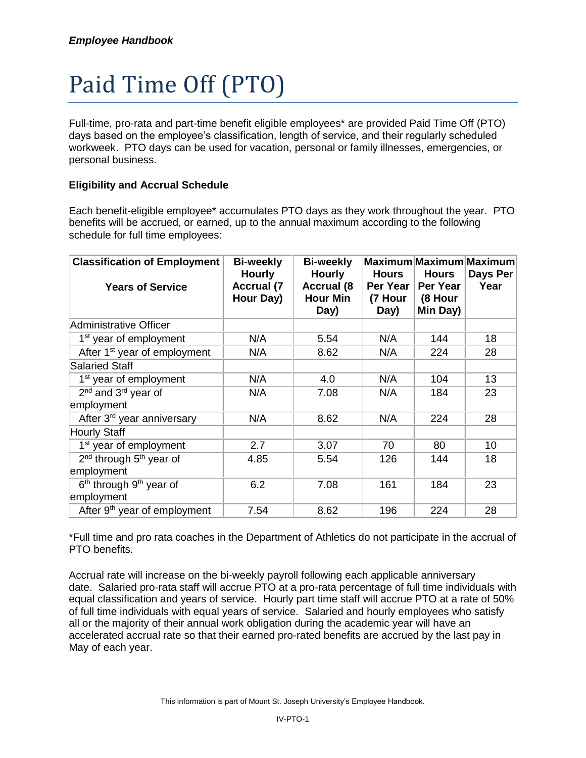# Paid Time Off (PTO)

Full-time, pro-rata and part-time benefit eligible employees* are provided Paid Time Off (PTO) days based on the employee's classification, length of service, and their regularly scheduled workweek. PTO days can be used for vacation, personal or family illnesses, emergencies, or personal business.

**Eligibility and Accrual Schedule**

Each benefit-eligible employee* accumulates PTO days as they work throughout the year. PTO benefits will be accrued, or earned, up to the annual maximum according to the following schedule for full time employees:

| **Classification of Employment**<br><br>**Years of Service** | **Bi-weekly Hourly Accrual (7 Hour Day)** | **Bi-weekly Hourly Accrual (8 Hour Min Day)** | **Maximum Hours Per Year (7 Hour Day)** | **Maximum Hours Per Year (8 Hour Min Day)** | **Maximum Days Per Year** |
|---|---|---|---|---|---|
| Administrative Officer | | | | | |
| 1st year of employment | N/A | 5.54 | N/A | 144 | 18 |
| After 1st year of employment | N/A | 8.62 | N/A | 224 | 28 |
| Salaried Staff | | | | | |
| 1st year of employment | N/A | 4.0 | N/A | 104 | 13 |
| 2nd and 3rd year of employment | N/A | 7.08 | N/A | 184 | 23 |
| After 3rd year anniversary | N/A | 8.62 | N/A | 224 | 28 |
| Hourly Staff | | | | | |
| 1st year of employment | 2.7 | 3.07 | 70 | 80 | 10 |
| 2nd through 5th year of employment | 4.85 | 5.54 | 126 | 144 | 18 |
| 6th through 9th year of employment | 6.2 | 7.08 | 161 | 184 | 23 |
| After 9th year of employment | 7.54 | 8.62 | 196 | 224 | 28 |

*Full time and pro rata coaches in the Department of Athletics do not participate in the accrual of PTO benefits.

Accrual rate will increase on the bi-weekly payroll following each applicable anniversary date. Salaried pro-rata staff will accrue PTO at a pro-rata percentage of full time individuals with equal classification and years of service. Hourly part time staff will accrue PTO at a rate of 50% of full time individuals with equal years of service. Salaried and hourly employees who satisfy all or the majority of their annual work obligation during the academic year will have an accelerated accrual rate so that their earned pro-rated benefits are accrued by the last pay in May of each year.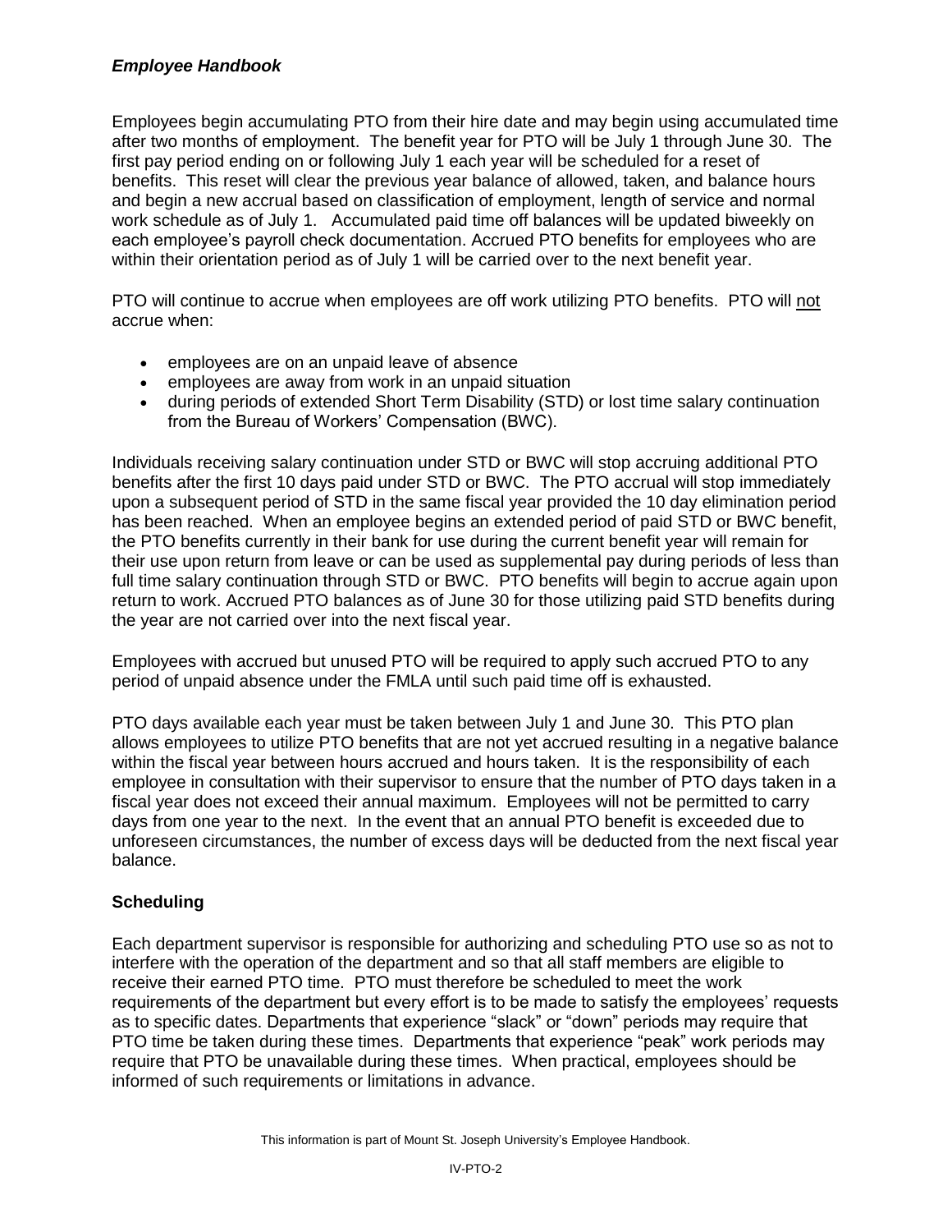Employees begin accumulating PTO from their hire date and may begin using accumulated time after two months of employment. The benefit year for PTO will be July 1 through June 30. The first pay period ending on or following July 1 each year will be scheduled for a reset of benefits. This reset will clear the previous year balance of allowed, taken, and balance hours and begin a new accrual based on classification of employment, length of service and normal work schedule as of July 1. Accumulated paid time off balances will be updated biweekly on each employee's payroll check documentation. Accrued PTO benefits for employees who are within their orientation period as of July 1 will be carried over to the next benefit year.

PTO will continue to accrue when employees are off work utilizing PTO benefits. PTO will <u>not</u> accrue when:

- employees are on an unpaid leave of absence
- employees are away from work in an unpaid situation
- during periods of extended Short Term Disability (STD) or lost time salary continuation from the Bureau of Workers' Compensation (BWC).

Individuals receiving salary continuation under STD or BWC will stop accruing additional PTO benefits after the first 10 days paid under STD or BWC. The PTO accrual will stop immediately upon a subsequent period of STD in the same fiscal year provided the 10 day elimination period has been reached. When an employee begins an extended period of paid STD or BWC benefit, the PTO benefits currently in their bank for use during the current benefit year will remain for their use upon return from leave or can be used as supplemental pay during periods of less than full time salary continuation through STD or BWC. PTO benefits will begin to accrue again upon return to work. Accrued PTO balances as of June 30 for those utilizing paid STD benefits during the year are not carried over into the next fiscal year.

Employees with accrued but unused PTO will be required to apply such accrued PTO to any period of unpaid absence under the FMLA until such paid time off is exhausted.

PTO days available each year must be taken between July 1 and June 30. This PTO plan allows employees to utilize PTO benefits that are not yet accrued resulting in a negative balance within the fiscal year between hours accrued and hours taken. It is the responsibility of each employee in consultation with their supervisor to ensure that the number of PTO days taken in a fiscal year does not exceed their annual maximum. Employees will not be permitted to carry days from one year to the next. In the event that an annual PTO benefit is exceeded due to unforeseen circumstances, the number of excess days will be deducted from the next fiscal year balance.

### Scheduling

Each department supervisor is responsible for authorizing and scheduling PTO use so as not to interfere with the operation of the department and so that all staff members are eligible to receive their earned PTO time. PTO must therefore be scheduled to meet the work requirements of the department but every effort is to be made to satisfy the employees' requests as to specific dates. Departments that experience "slack" or "down" periods may require that PTO time be taken during these times. Departments that experience "peak" work periods may require that PTO be unavailable during these times. When practical, employees should be informed of such requirements or limitations in advance.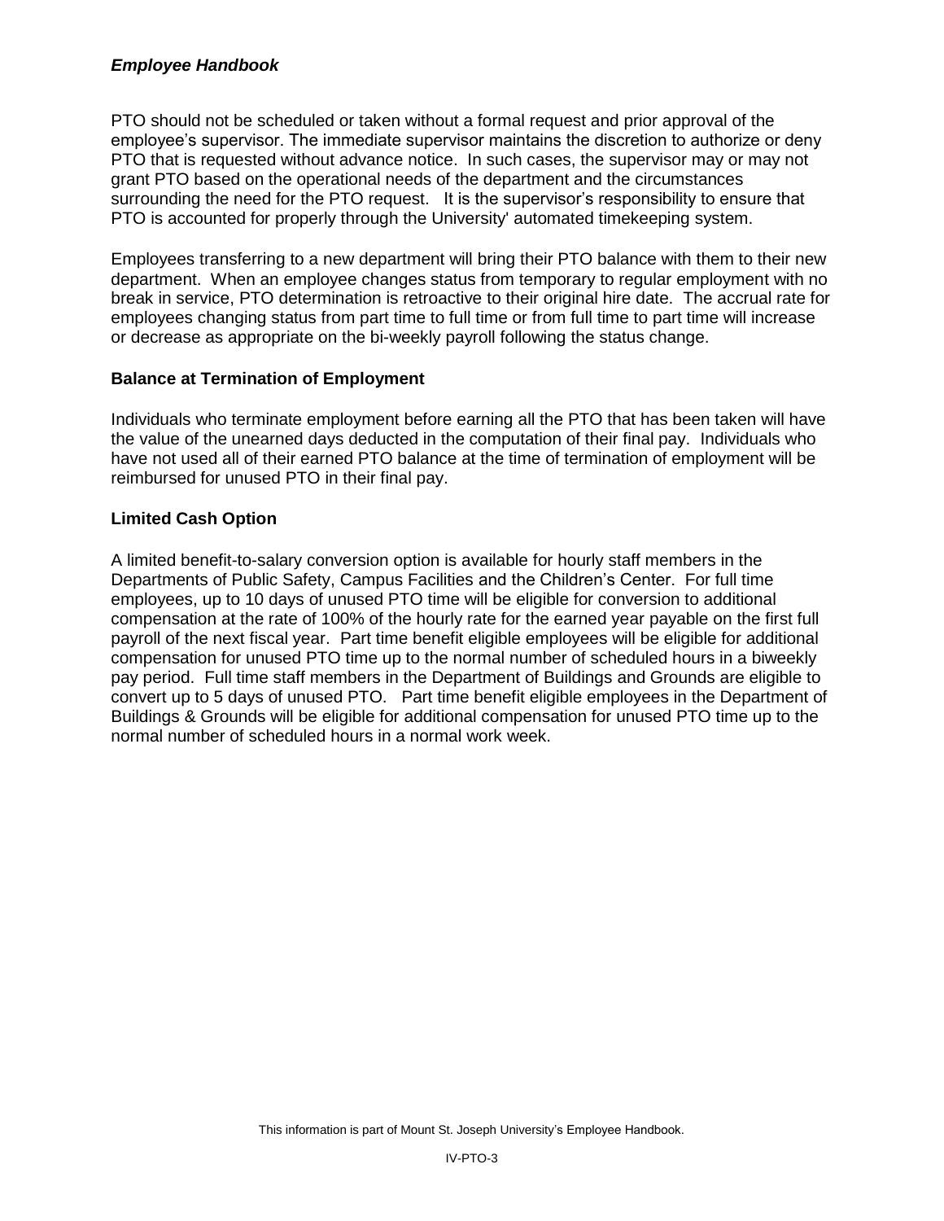PTO should not be scheduled or taken without a formal request and prior approval of the employee's supervisor. The immediate supervisor maintains the discretion to authorize or deny PTO that is requested without advance notice. In such cases, the supervisor may or may not grant PTO based on the operational needs of the department and the circumstances surrounding the need for the PTO request. It is the supervisor's responsibility to ensure that PTO is accounted for properly through the University' automated timekeeping system.

Employees transferring to a new department will bring their PTO balance with them to their new department. When an employee changes status from temporary to regular employment with no break in service, PTO determination is retroactive to their original hire date. The accrual rate for employees changing status from part time to full time or from full time to part time will increase or decrease as appropriate on the bi-weekly payroll following the status change.

**Balance at Termination of Employment**

Individuals who terminate employment before earning all the PTO that has been taken will have the value of the unearned days deducted in the computation of their final pay. Individuals who have not used all of their earned PTO balance at the time of termination of employment will be reimbursed for unused PTO in their final pay.

**Limited Cash Option**

A limited benefit-to-salary conversion option is available for hourly staff members in the Departments of Public Safety, Campus Facilities and the Children's Center. For full time employees, up to 10 days of unused PTO time will be eligible for conversion to additional compensation at the rate of 100% of the hourly rate for the earned year payable on the first full payroll of the next fiscal year. Part time benefit eligible employees will be eligible for additional compensation for unused PTO time up to the normal number of scheduled hours in a biweekly pay period. Full time staff members in the Department of Buildings and Grounds are eligible to convert up to 5 days of unused PTO. Part time benefit eligible employees in the Department of Buildings & Grounds will be eligible for additional compensation for unused PTO time up to the normal number of scheduled hours in a normal work week.